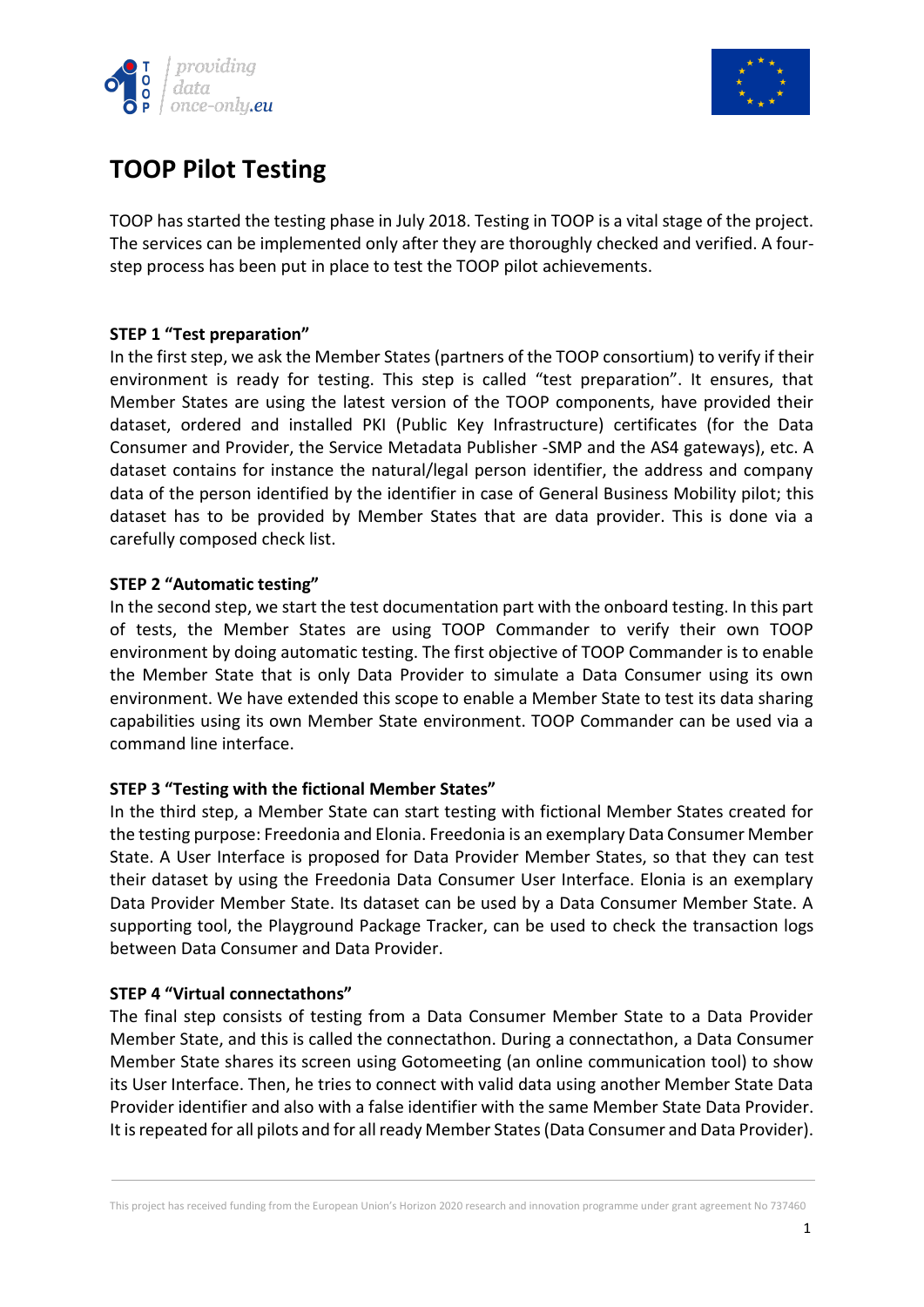# TOOP Pilot Testing

TOOP has started the testing phase in July 2018. Testing in TOOP is a vital stage of the project. The services can be implemented only after they are thoroughly checked and verified. A four-step process has been put in place to test the TOOP pilot achievements.

**STEP 1 "Test preparation"**

In the first step, we ask the Member States (partners of the TOOP consortium) to verify if their environment is ready for testing. This step is called "test preparation". It ensures, that Member States are using the latest version of the TOOP components, have provided their dataset, ordered and installed PKI (Public Key Infrastructure) certificates (for the Data Consumer and Provider, the Service Metadata Publisher -SMP and the AS4 gateways), etc. A dataset contains for instance the natural/legal person identifier, the address and company data of the person identified by the identifier in case of General Business Mobility pilot; this dataset has to be provided by Member States that are data provider. This is done via a carefully composed check list.

**STEP 2 "Automatic testing"**

In the second step, we start the test documentation part with the onboard testing. In this part of tests, the Member States are using TOOP Commander to verify their own TOOP environment by doing automatic testing. The first objective of TOOP Commander is to enable the Member State that is only Data Provider to simulate a Data Consumer using its own environment. We have extended this scope to enable a Member State to test its data sharing capabilities using its own Member State environment. TOOP Commander can be used via a command line interface.

**STEP 3 "Testing with the fictional Member States"**

In the third step, a Member State can start testing with fictional Member States created for the testing purpose: Freedonia and Elonia. Freedonia is an exemplary Data Consumer Member State. A User Interface is proposed for Data Provider Member States, so that they can test their dataset by using the Freedonia Data Consumer User Interface. Elonia is an exemplary Data Provider Member State. Its dataset can be used by a Data Consumer Member State. A supporting tool, the Playground Package Tracker, can be used to check the transaction logs between Data Consumer and Data Provider.

**STEP 4 "Virtual connectathons"**

The final step consists of testing from a Data Consumer Member State to a Data Provider Member State, and this is called the connectathon. During a connectathon, a Data Consumer Member State shares its screen using Gotomeeting (an online communication tool) to show its User Interface. Then, he tries to connect with valid data using another Member State Data Provider identifier and also with a false identifier with the same Member State Data Provider. It is repeated for all pilots and for all ready Member States (Data Consumer and Data Provider).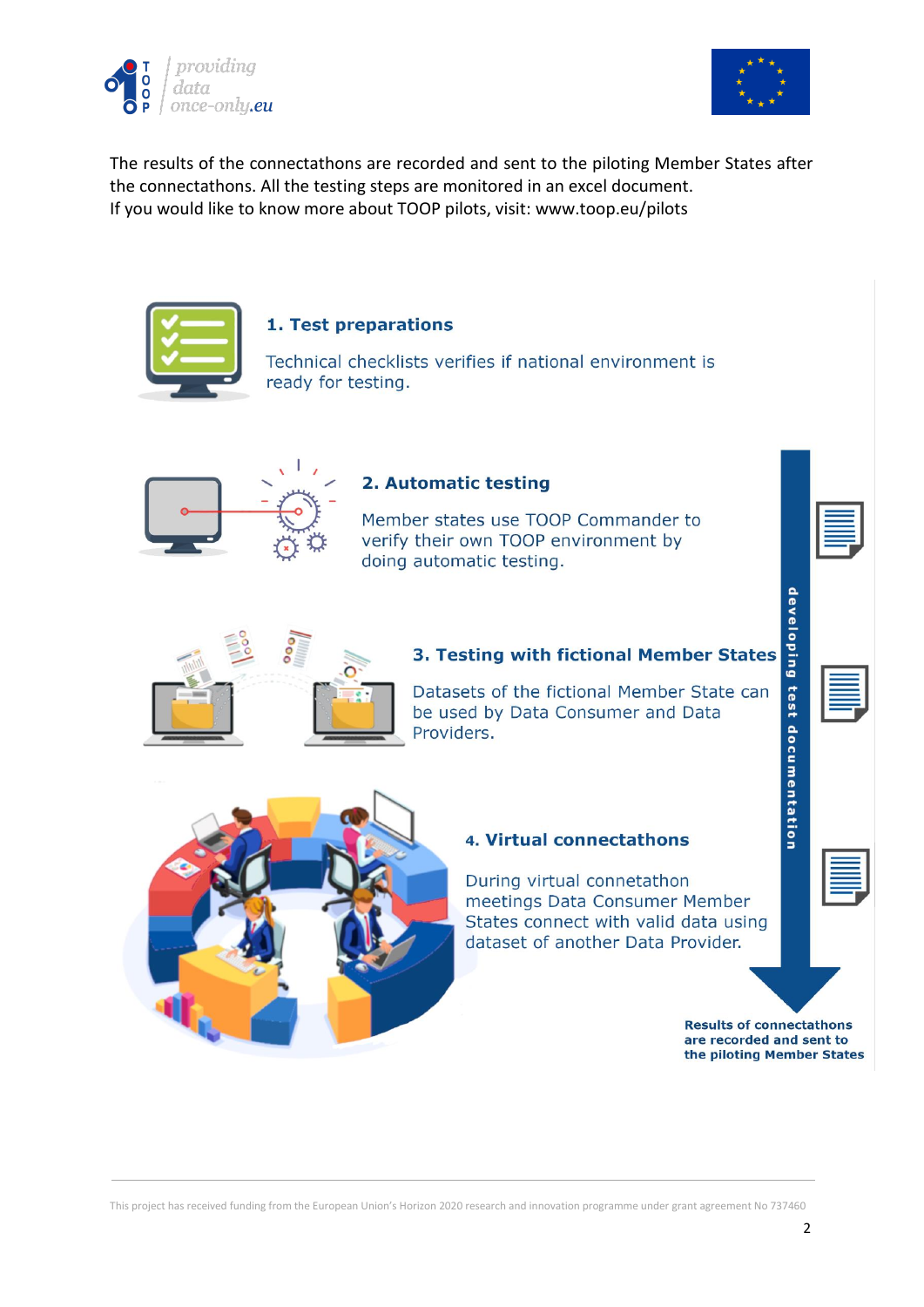The results of the connectathons are recorded and sent to the piloting Member States after the connectathons. All the testing steps are monitored in an excel document.
If you would like to know more about TOOP pilots, visit: www.toop.eu/pilots

### 1. Test preparations

Technical checklists verifies if national environment is ready for testing.

### 2. Automatic testing

Member states use TOOP Commander to verify their own TOOP environment by doing automatic testing.

### 3. Testing with fictional Member States

Datasets of the fictional Member State can be used by Data Consumer and Data Providers.

### 4. Virtual connectathons

During virtual connetathon meetings Data Consumer Member States connect with valid data using dataset of another Data Provider.

developing test documentation

**Results of connectathons are recorded and sent to the piloting Member States**

This project has received funding from the European Union's Horizon 2020 research and innovation programme under grant agreement No 737460